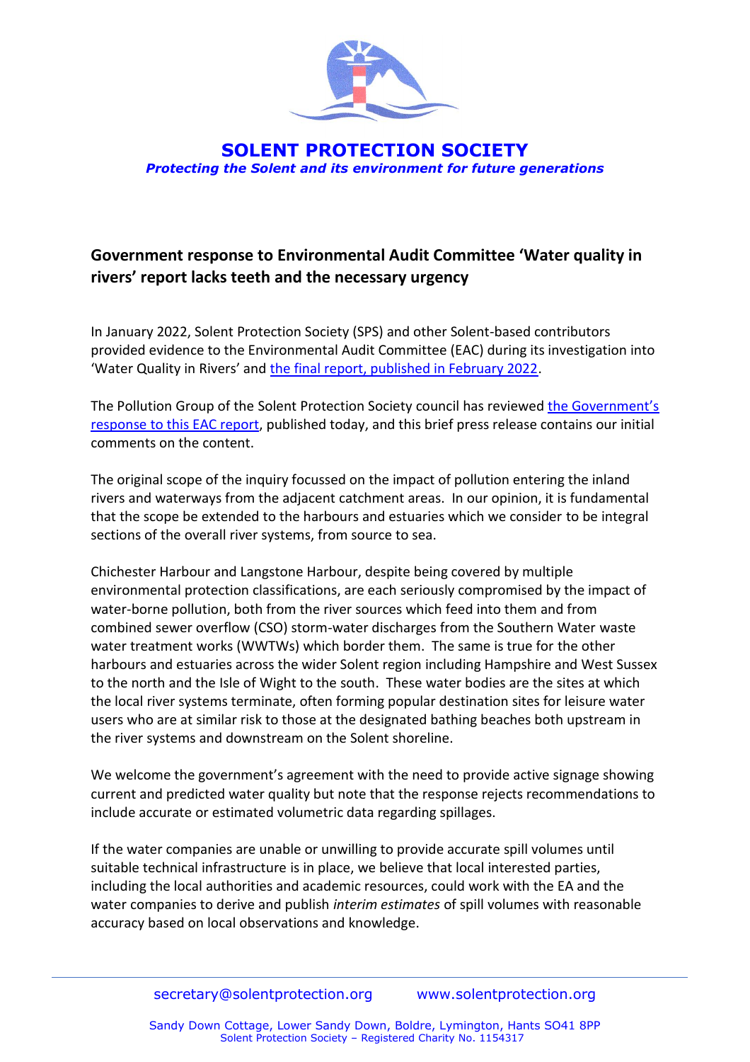# SOLENT PROTECTION SOCIETY

***Protecting the Solent and its environment for future generations***

## Government response to Environmental Audit Committee 'Water quality in rivers' report lacks teeth and the necessary urgency

In January 2022, Solent Protection Society (SPS) and other Solent-based contributors provided evidence to the Environmental Audit Committee (EAC) during its investigation into 'Water Quality in Rivers' and the final report, published in February 2022.

The Pollution Group of the Solent Protection Society council has reviewed the Government's response to this EAC report, published today, and this brief press release contains our initial comments on the content.

The original scope of the inquiry focussed on the impact of pollution entering the inland rivers and waterways from the adjacent catchment areas. In our opinion, it is fundamental that the scope be extended to the harbours and estuaries which we consider to be integral sections of the overall river systems, from source to sea.

Chichester Harbour and Langstone Harbour, despite being covered by multiple environmental protection classifications, are each seriously compromised by the impact of water-borne pollution, both from the river sources which feed into them and from combined sewer overflow (CSO) storm-water discharges from the Southern Water waste water treatment works (WWTWs) which border them. The same is true for the other harbours and estuaries across the wider Solent region including Hampshire and West Sussex to the north and the Isle of Wight to the south. These water bodies are the sites at which the local river systems terminate, often forming popular destination sites for leisure water users who are at similar risk to those at the designated bathing beaches both upstream in the river systems and downstream on the Solent shoreline.

We welcome the government's agreement with the need to provide active signage showing current and predicted water quality but note that the response rejects recommendations to include accurate or estimated volumetric data regarding spillages.

If the water companies are unable or unwilling to provide accurate spill volumes until suitable technical infrastructure is in place, we believe that local interested parties, including the local authorities and academic resources, could work with the EA and the water companies to derive and publish *interim estimates* of spill volumes with reasonable accuracy based on local observations and knowledge.

secretary@solentprotection.org www.solentprotection.org

Sandy Down Cottage, Lower Sandy Down, Boldre, Lymington, Hants SO41 8PP
Solent Protection Society – Registered Charity No. 1154317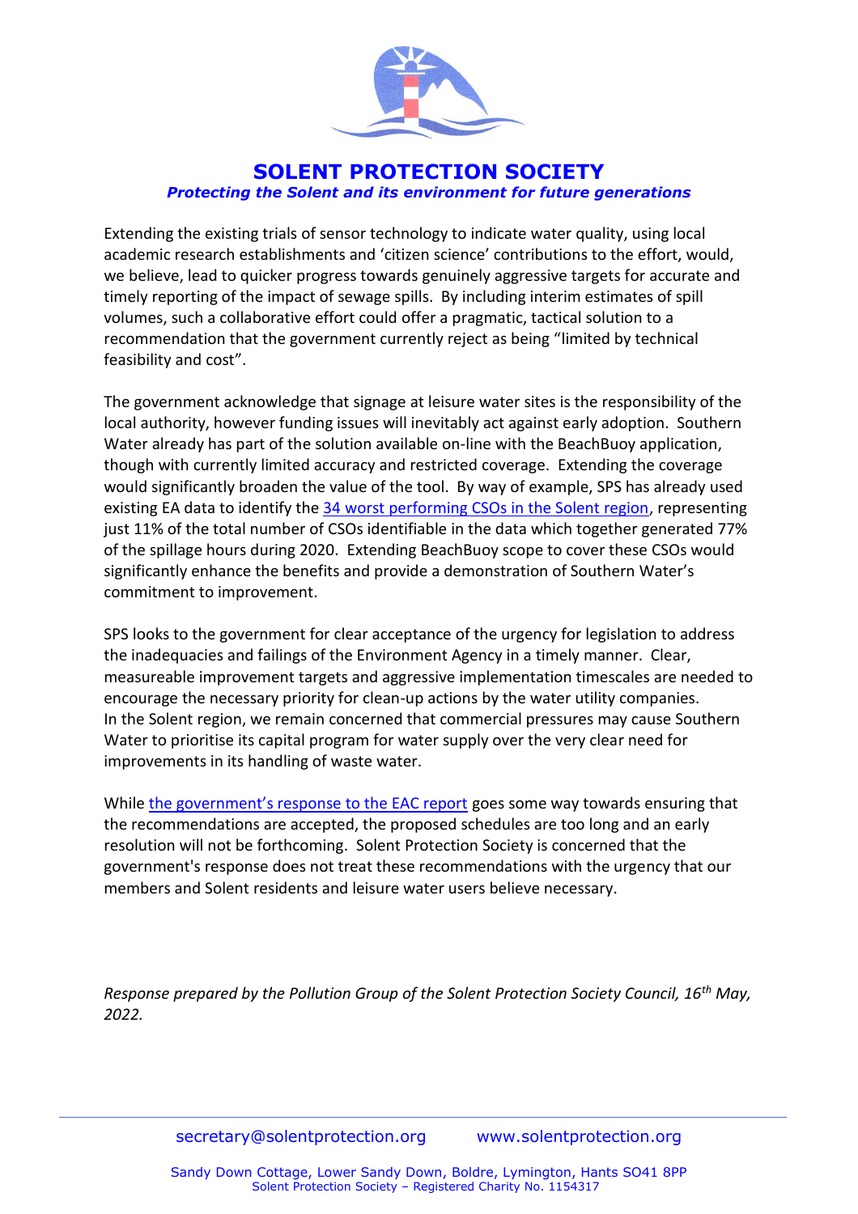# SOLENT PROTECTION SOCIETY

***Protecting the Solent and its environment for future generations***

Extending the existing trials of sensor technology to indicate water quality, using local academic research establishments and 'citizen science' contributions to the effort, would, we believe, lead to quicker progress towards genuinely aggressive targets for accurate and timely reporting of the impact of sewage spills. By including interim estimates of spill volumes, such a collaborative effort could offer a pragmatic, tactical solution to a recommendation that the government currently reject as being "limited by technical feasibility and cost".

The government acknowledge that signage at leisure water sites is the responsibility of the local authority, however funding issues will inevitably act against early adoption. Southern Water already has part of the solution available on-line with the BeachBuoy application, though with currently limited accuracy and restricted coverage. Extending the coverage would significantly broaden the value of the tool. By way of example, SPS has already used existing EA data to identify the 34 worst performing CSOs in the Solent region, representing just 11% of the total number of CSOs identifiable in the data which together generated 77% of the spillage hours during 2020. Extending BeachBuoy scope to cover these CSOs would significantly enhance the benefits and provide a demonstration of Southern Water's commitment to improvement.

SPS looks to the government for clear acceptance of the urgency for legislation to address the inadequacies and failings of the Environment Agency in a timely manner. Clear, measureable improvement targets and aggressive implementation timescales are needed to encourage the necessary priority for clean-up actions by the water utility companies. In the Solent region, we remain concerned that commercial pressures may cause Southern Water to prioritise its capital program for water supply over the very clear need for improvements in its handling of waste water.

While the government's response to the EAC report goes some way towards ensuring that the recommendations are accepted, the proposed schedules are too long and an early resolution will not be forthcoming. Solent Protection Society is concerned that the government's response does not treat these recommendations with the urgency that our members and Solent residents and leisure water users believe necessary.

*Response prepared by the Pollution Group of the Solent Protection Society Council, 16th May, 2022.*

secretary@solentprotection.org www.solentprotection.org

Sandy Down Cottage, Lower Sandy Down, Boldre, Lymington, Hants SO41 8PP
Solent Protection Society – Registered Charity No. 1154317